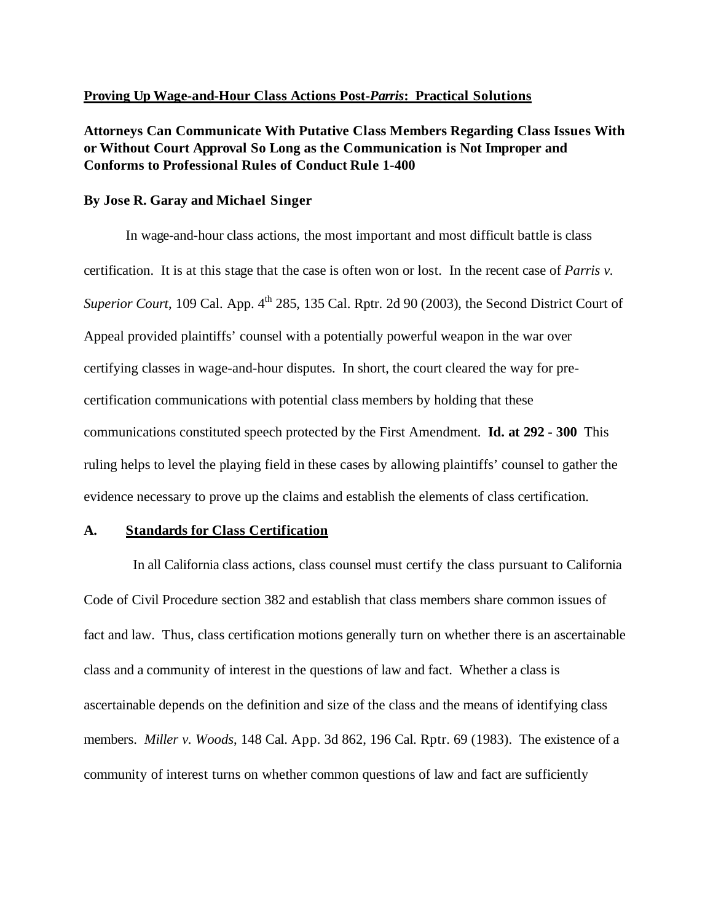**Proving Up Wage-and-Hour Class Actions Post-*Parris*: Practical Solutions**

**Attorneys Can Communicate With Putative Class Members Regarding Class Issues With or Without Court Approval So Long as the Communication is Not Improper and Conforms to Professional Rules of Conduct Rule 1-400**

**By Jose R. Garay and Michael Singer**

In wage-and-hour class actions, the most important and most difficult battle is class certification. It is at this stage that the case is often won or lost. In the recent case of *Parris v. Superior Court*, 109 Cal. App. 4th 285, 135 Cal. Rptr. 2d 90 (2003), the Second District Court of Appeal provided plaintiffs' counsel with a potentially powerful weapon in the war over certifying classes in wage-and-hour disputes. In short, the court cleared the way for pre-certification communications with potential class members by holding that these communications constituted speech protected by the First Amendment. **Id. at 292 - 300** This ruling helps to level the playing field in these cases by allowing plaintiffs' counsel to gather the evidence necessary to prove up the claims and establish the elements of class certification.

## A. Standards for Class Certification

In all California class actions, class counsel must certify the class pursuant to California Code of Civil Procedure section 382 and establish that class members share common issues of fact and law. Thus, class certification motions generally turn on whether there is an ascertainable class and a community of interest in the questions of law and fact. Whether a class is ascertainable depends on the definition and size of the class and the means of identifying class members. *Miller v. Woods*, 148 Cal. App. 3d 862, 196 Cal. Rptr. 69 (1983). The existence of a community of interest turns on whether common questions of law and fact are sufficiently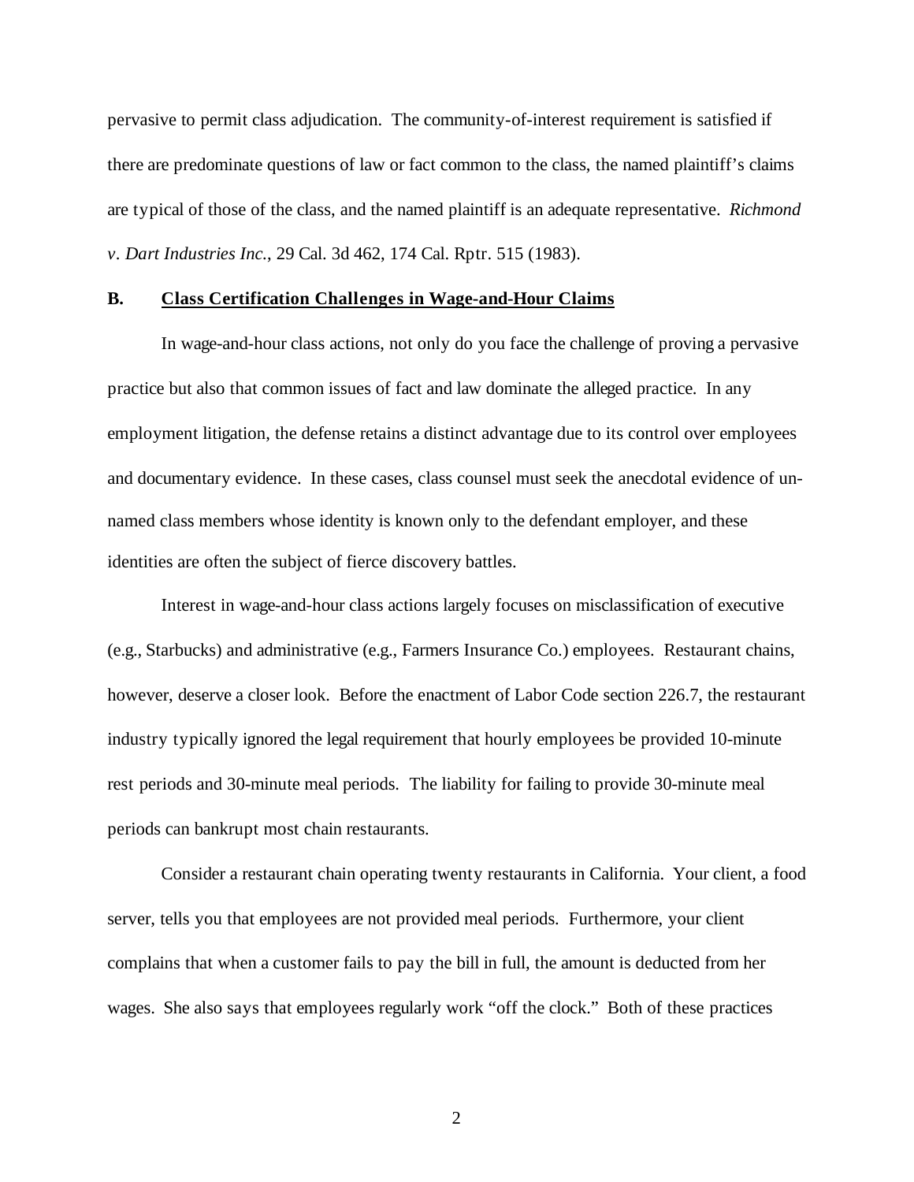pervasive to permit class adjudication. The community-of-interest requirement is satisfied if there are predominate questions of law or fact common to the class, the named plaintiff's claims are typical of those of the class, and the named plaintiff is an adequate representative. *Richmond v. Dart Industries Inc.*, 29 Cal. 3d 462, 174 Cal. Rptr. 515 (1983).

## B. <u>Class Certification Challenges in Wage-and-Hour Claims</u>

In wage-and-hour class actions, not only do you face the challenge of proving a pervasive practice but also that common issues of fact and law dominate the alleged practice. In any employment litigation, the defense retains a distinct advantage due to its control over employees and documentary evidence. In these cases, class counsel must seek the anecdotal evidence of un-named class members whose identity is known only to the defendant employer, and these identities are often the subject of fierce discovery battles.

Interest in wage-and-hour class actions largely focuses on misclassification of executive (e.g., Starbucks) and administrative (e.g., Farmers Insurance Co.) employees. Restaurant chains, however, deserve a closer look. Before the enactment of Labor Code section 226.7, the restaurant industry typically ignored the legal requirement that hourly employees be provided 10-minute rest periods and 30-minute meal periods. The liability for failing to provide 30-minute meal periods can bankrupt most chain restaurants.

Consider a restaurant chain operating twenty restaurants in California. Your client, a food server, tells you that employees are not provided meal periods. Furthermore, your client complains that when a customer fails to pay the bill in full, the amount is deducted from her wages. She also says that employees regularly work "off the clock." Both of these practices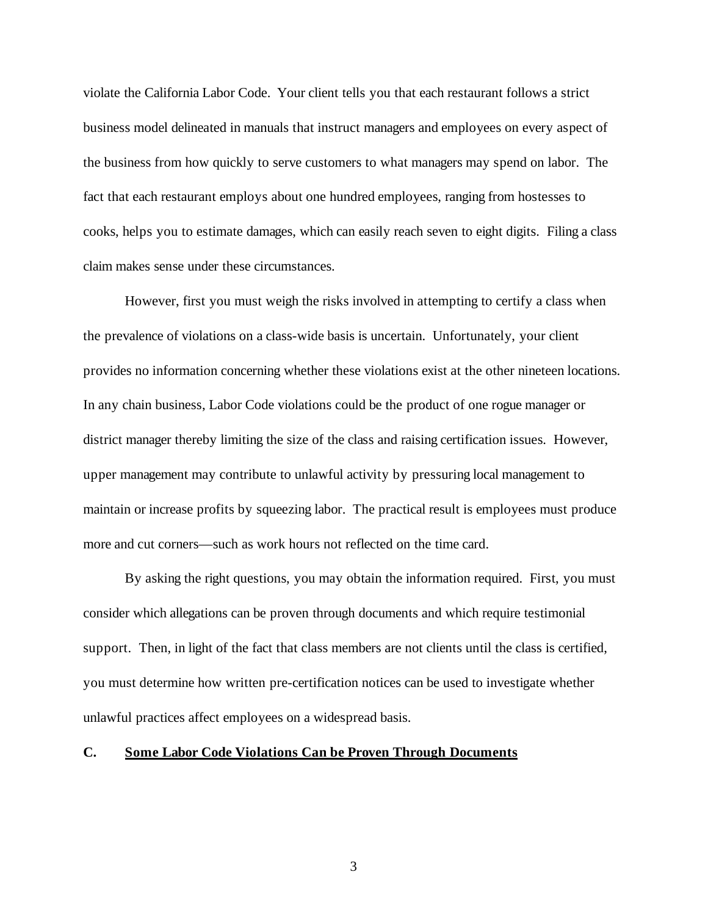violate the California Labor Code. Your client tells you that each restaurant follows a strict business model delineated in manuals that instruct managers and employees on every aspect of the business from how quickly to serve customers to what managers may spend on labor. The fact that each restaurant employs about one hundred employees, ranging from hostesses to cooks, helps you to estimate damages, which can easily reach seven to eight digits. Filing a class claim makes sense under these circumstances.

However, first you must weigh the risks involved in attempting to certify a class when the prevalence of violations on a class-wide basis is uncertain. Unfortunately, your client provides no information concerning whether these violations exist at the other nineteen locations. In any chain business, Labor Code violations could be the product of one rogue manager or district manager thereby limiting the size of the class and raising certification issues. However, upper management may contribute to unlawful activity by pressuring local management to maintain or increase profits by squeezing labor. The practical result is employees must produce more and cut corners—such as work hours not reflected on the time card.

By asking the right questions, you may obtain the information required. First, you must consider which allegations can be proven through documents and which require testimonial support. Then, in light of the fact that class members are not clients until the class is certified, you must determine how written pre-certification notices can be used to investigate whether unlawful practices affect employees on a widespread basis.

### C. Some Labor Code Violations Can be Proven Through Documents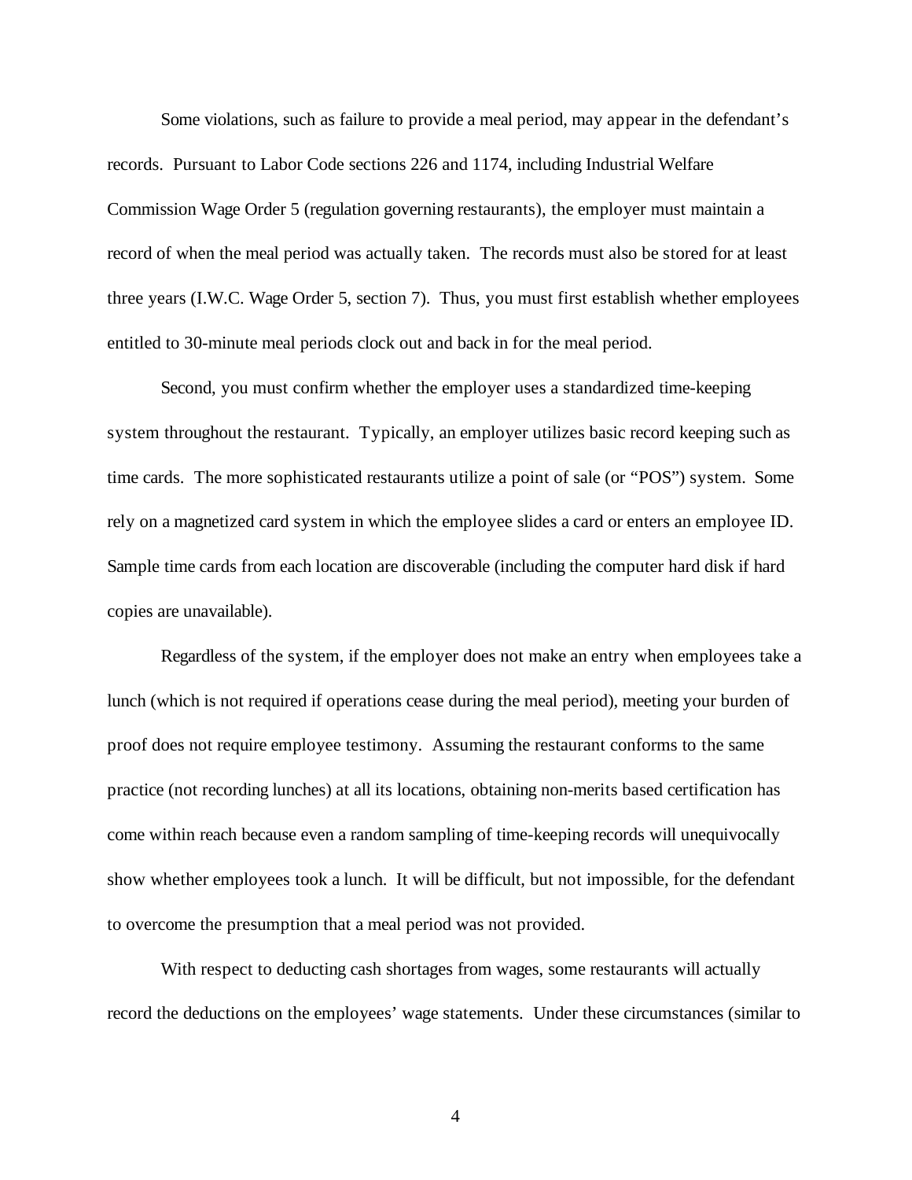Some violations, such as failure to provide a meal period, may appear in the defendant's records. Pursuant to Labor Code sections 226 and 1174, including Industrial Welfare Commission Wage Order 5 (regulation governing restaurants), the employer must maintain a record of when the meal period was actually taken. The records must also be stored for at least three years (I.W.C. Wage Order 5, section 7). Thus, you must first establish whether employees entitled to 30-minute meal periods clock out and back in for the meal period.

Second, you must confirm whether the employer uses a standardized time-keeping system throughout the restaurant. Typically, an employer utilizes basic record keeping such as time cards. The more sophisticated restaurants utilize a point of sale (or "POS") system. Some rely on a magnetized card system in which the employee slides a card or enters an employee ID. Sample time cards from each location are discoverable (including the computer hard disk if hard copies are unavailable).

Regardless of the system, if the employer does not make an entry when employees take a lunch (which is not required if operations cease during the meal period), meeting your burden of proof does not require employee testimony. Assuming the restaurant conforms to the same practice (not recording lunches) at all its locations, obtaining non-merits based certification has come within reach because even a random sampling of time-keeping records will unequivocally show whether employees took a lunch. It will be difficult, but not impossible, for the defendant to overcome the presumption that a meal period was not provided.

With respect to deducting cash shortages from wages, some restaurants will actually record the deductions on the employees' wage statements. Under these circumstances (similar to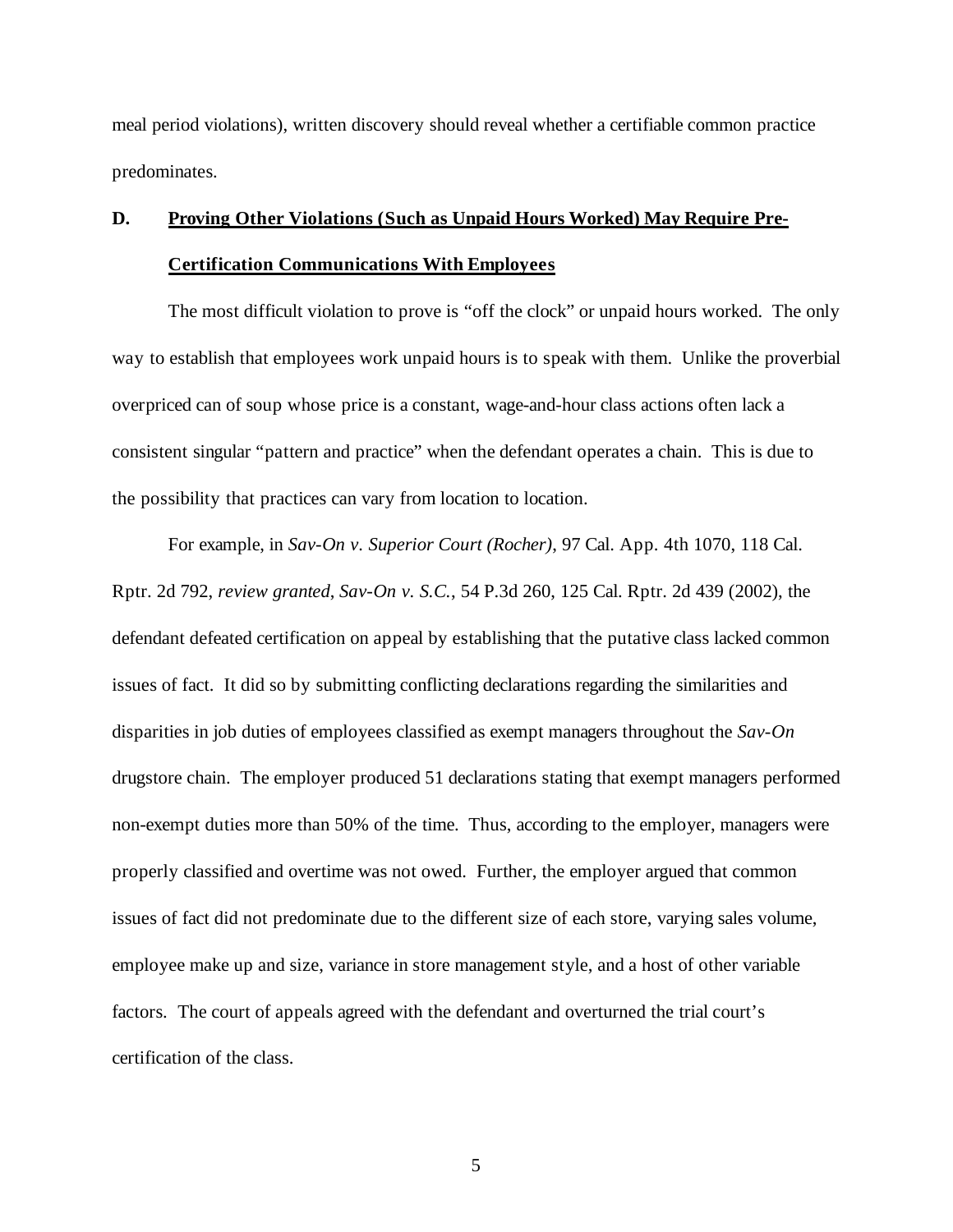meal period violations), written discovery should reveal whether a certifiable common practice predominates.

### D. <u>Proving Other Violations (Such as Unpaid Hours Worked) May Require Pre-Certification Communications With Employees</u>

The most difficult violation to prove is "off the clock" or unpaid hours worked. The only way to establish that employees work unpaid hours is to speak with them. Unlike the proverbial overpriced can of soup whose price is a constant, wage-and-hour class actions often lack a consistent singular "pattern and practice" when the defendant operates a chain. This is due to the possibility that practices can vary from location to location.

For example, in *Sav-On v. Superior Court (Rocher)*, 97 Cal. App. 4th 1070, 118 Cal. Rptr. 2d 792, *review granted*, *Sav-On v. S.C.*, 54 P.3d 260, 125 Cal. Rptr. 2d 439 (2002), the defendant defeated certification on appeal by establishing that the putative class lacked common issues of fact. It did so by submitting conflicting declarations regarding the similarities and disparities in job duties of employees classified as exempt managers throughout the *Sav-On* drugstore chain. The employer produced 51 declarations stating that exempt managers performed non-exempt duties more than 50% of the time. Thus, according to the employer, managers were properly classified and overtime was not owed. Further, the employer argued that common issues of fact did not predominate due to the different size of each store, varying sales volume, employee make up and size, variance in store management style, and a host of other variable factors. The court of appeals agreed with the defendant and overturned the trial court's certification of the class.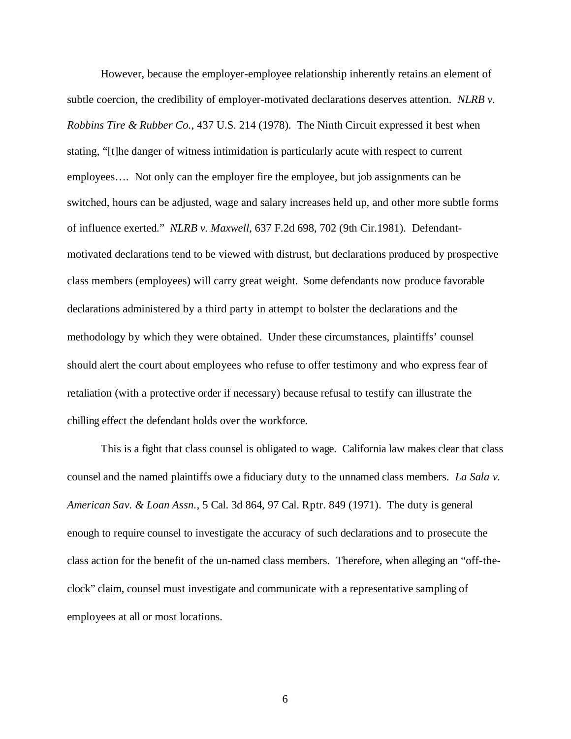However, because the employer-employee relationship inherently retains an element of subtle coercion, the credibility of employer-motivated declarations deserves attention. *NLRB v. Robbins Tire & Rubber Co.*, 437 U.S. 214 (1978). The Ninth Circuit expressed it best when stating, "[t]he danger of witness intimidation is particularly acute with respect to current employees…. Not only can the employer fire the employee, but job assignments can be switched, hours can be adjusted, wage and salary increases held up, and other more subtle forms of influence exerted." *NLRB v. Maxwell*, 637 F.2d 698, 702 (9th Cir.1981). Defendant-motivated declarations tend to be viewed with distrust, but declarations produced by prospective class members (employees) will carry great weight. Some defendants now produce favorable declarations administered by a third party in attempt to bolster the declarations and the methodology by which they were obtained. Under these circumstances, plaintiffs' counsel should alert the court about employees who refuse to offer testimony and who express fear of retaliation (with a protective order if necessary) because refusal to testify can illustrate the chilling effect the defendant holds over the workforce.

This is a fight that class counsel is obligated to wage. California law makes clear that class counsel and the named plaintiffs owe a fiduciary duty to the unnamed class members. *La Sala v. American Sav. & Loan Assn.*, 5 Cal. 3d 864, 97 Cal. Rptr. 849 (1971). The duty is general enough to require counsel to investigate the accuracy of such declarations and to prosecute the class action for the benefit of the un-named class members. Therefore, when alleging an "off-the-clock" claim, counsel must investigate and communicate with a representative sampling of employees at all or most locations.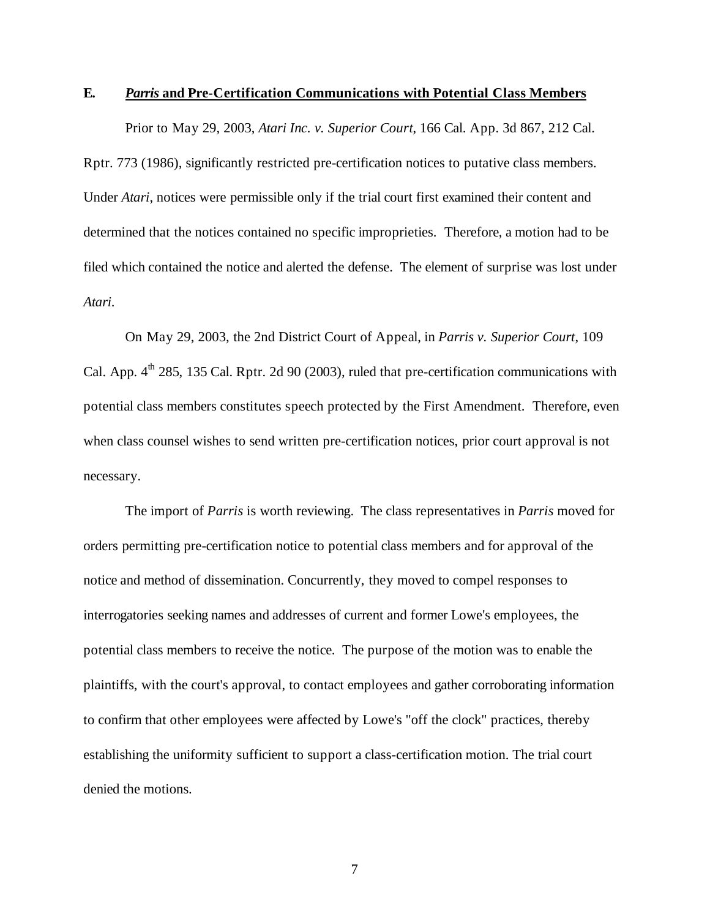### E. ***Parris* and Pre-Certification Communications with Potential Class Members**

Prior to May 29, 2003, *Atari Inc. v. Superior Court*, 166 Cal. App. 3d 867, 212 Cal. Rptr. 773 (1986), significantly restricted pre-certification notices to putative class members. Under *Atari*, notices were permissible only if the trial court first examined their content and determined that the notices contained no specific improprieties. Therefore, a motion had to be filed which contained the notice and alerted the defense. The element of surprise was lost under *Atari*.

On May 29, 2003, the 2nd District Court of Appeal, in *Parris v. Superior Court*, 109 Cal. App. 4th 285, 135 Cal. Rptr. 2d 90 (2003), ruled that pre-certification communications with potential class members constitutes speech protected by the First Amendment. Therefore, even when class counsel wishes to send written pre-certification notices, prior court approval is not necessary.

The import of *Parris* is worth reviewing. The class representatives in *Parris* moved for orders permitting pre-certification notice to potential class members and for approval of the notice and method of dissemination. Concurrently, they moved to compel responses to interrogatories seeking names and addresses of current and former Lowe's employees, the potential class members to receive the notice. The purpose of the motion was to enable the plaintiffs, with the court's approval, to contact employees and gather corroborating information to confirm that other employees were affected by Lowe's "off the clock" practices, thereby establishing the uniformity sufficient to support a class-certification motion. The trial court denied the motions.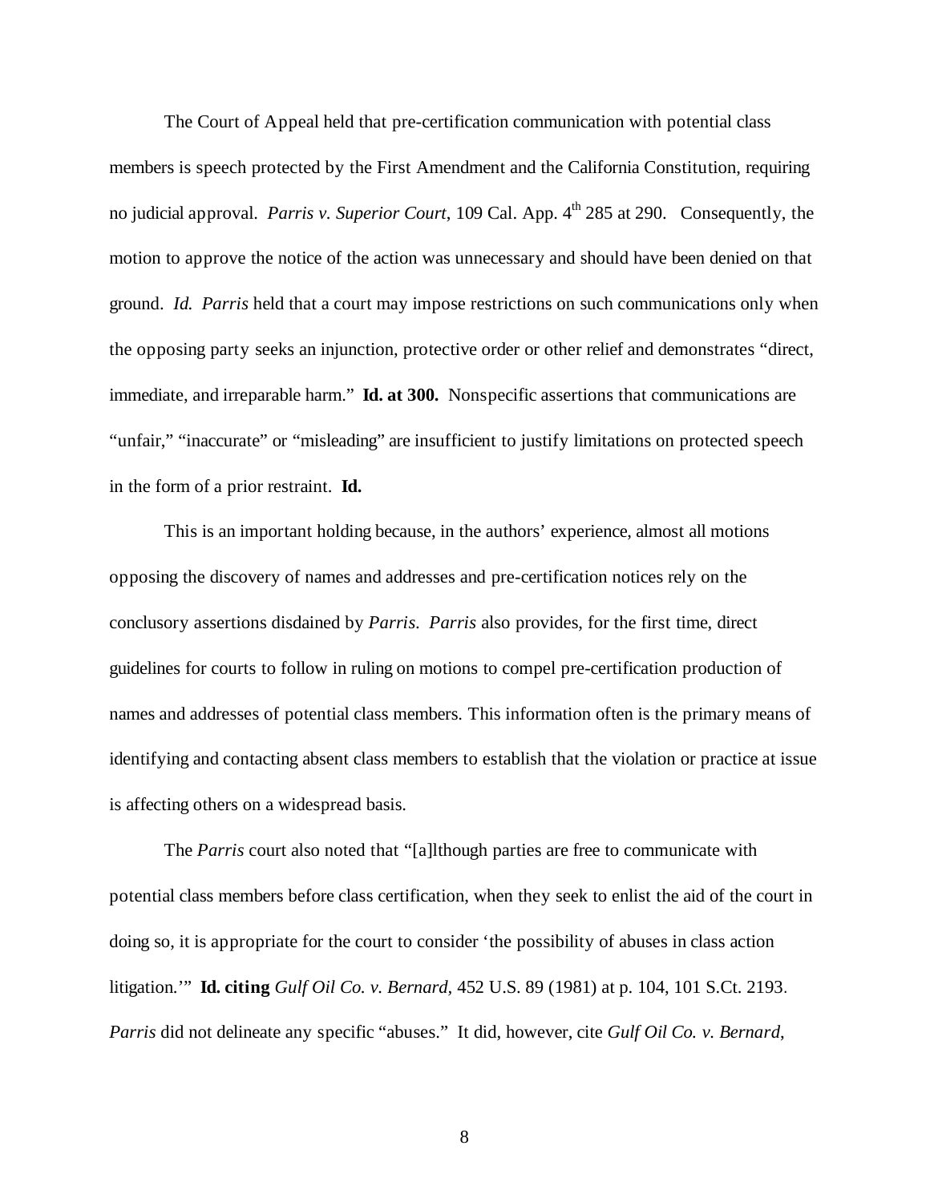The Court of Appeal held that pre-certification communication with potential class members is speech protected by the First Amendment and the California Constitution, requiring no judicial approval. *Parris v. Superior Court*, 109 Cal. App. 4th 285 at 290. Consequently, the motion to approve the notice of the action was unnecessary and should have been denied on that ground. *Id. Parris* held that a court may impose restrictions on such communications only when the opposing party seeks an injunction, protective order or other relief and demonstrates "direct, immediate, and irreparable harm." **Id. at 300.** Nonspecific assertions that communications are "unfair," "inaccurate" or "misleading" are insufficient to justify limitations on protected speech in the form of a prior restraint. **Id.**

This is an important holding because, in the authors' experience, almost all motions opposing the discovery of names and addresses and pre-certification notices rely on the conclusory assertions disdained by *Parris*. *Parris* also provides, for the first time, direct guidelines for courts to follow in ruling on motions to compel pre-certification production of names and addresses of potential class members. This information often is the primary means of identifying and contacting absent class members to establish that the violation or practice at issue is affecting others on a widespread basis.

The *Parris* court also noted that "[a]lthough parties are free to communicate with potential class members before class certification, when they seek to enlist the aid of the court in doing so, it is appropriate for the court to consider 'the possibility of abuses in class action litigation.'" **Id. citing** *Gulf Oil Co. v. Bernard*, 452 U.S. 89 (1981) at p. 104, 101 S.Ct. 2193. *Parris* did not delineate any specific "abuses." It did, however, cite *Gulf Oil Co. v. Bernard*,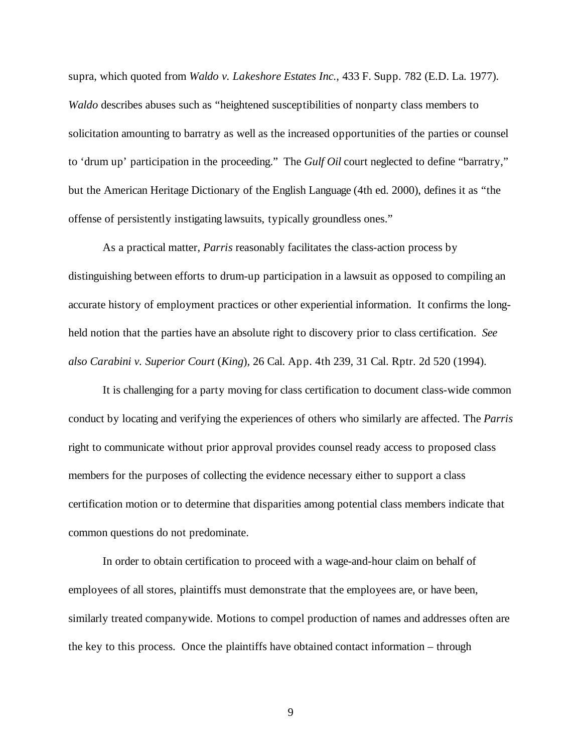supra, which quoted from *Waldo v. Lakeshore Estates Inc.*, 433 F. Supp. 782 (E.D. La. 1977). *Waldo* describes abuses such as "heightened susceptibilities of nonparty class members to solicitation amounting to barratry as well as the increased opportunities of the parties or counsel to 'drum up' participation in the proceeding." The *Gulf Oil* court neglected to define "barratry," but the American Heritage Dictionary of the English Language (4th ed. 2000), defines it as "the offense of persistently instigating lawsuits, typically groundless ones."

As a practical matter, *Parris* reasonably facilitates the class-action process by distinguishing between efforts to drum-up participation in a lawsuit as opposed to compiling an accurate history of employment practices or other experiential information. It confirms the long-held notion that the parties have an absolute right to discovery prior to class certification. *See also Carabini v. Superior Court* (*King*), 26 Cal. App. 4th 239, 31 Cal. Rptr. 2d 520 (1994).

It is challenging for a party moving for class certification to document class-wide common conduct by locating and verifying the experiences of others who similarly are affected. The *Parris* right to communicate without prior approval provides counsel ready access to proposed class members for the purposes of collecting the evidence necessary either to support a class certification motion or to determine that disparities among potential class members indicate that common questions do not predominate.

In order to obtain certification to proceed with a wage-and-hour claim on behalf of employees of all stores, plaintiffs must demonstrate that the employees are, or have been, similarly treated companywide. Motions to compel production of names and addresses often are the key to this process. Once the plaintiffs have obtained contact information – through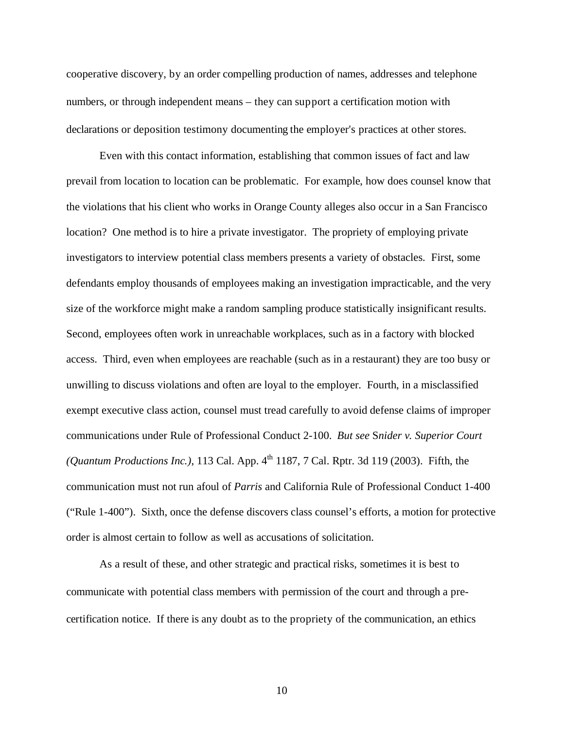cooperative discovery, by an order compelling production of names, addresses and telephone numbers, or through independent means – they can support a certification motion with declarations or deposition testimony documenting the employer's practices at other stores.

Even with this contact information, establishing that common issues of fact and law prevail from location to location can be problematic. For example, how does counsel know that the violations that his client who works in Orange County alleges also occur in a San Francisco location? One method is to hire a private investigator. The propriety of employing private investigators to interview potential class members presents a variety of obstacles. First, some defendants employ thousands of employees making an investigation impracticable, and the very size of the workforce might make a random sampling produce statistically insignificant results. Second, employees often work in unreachable workplaces, such as in a factory with blocked access. Third, even when employees are reachable (such as in a restaurant) they are too busy or unwilling to discuss violations and often are loyal to the employer. Fourth, in a misclassified exempt executive class action, counsel must tread carefully to avoid defense claims of improper communications under Rule of Professional Conduct 2-100. *But see Snider v. Superior Court (Quantum Productions Inc.)*, 113 Cal. App. 4th 1187, 7 Cal. Rptr. 3d 119 (2003). Fifth, the communication must not run afoul of *Parris* and California Rule of Professional Conduct 1-400 ("Rule 1-400"). Sixth, once the defense discovers class counsel's efforts, a motion for protective order is almost certain to follow as well as accusations of solicitation.

As a result of these, and other strategic and practical risks, sometimes it is best to communicate with potential class members with permission of the court and through a pre-certification notice. If there is any doubt as to the propriety of the communication, an ethics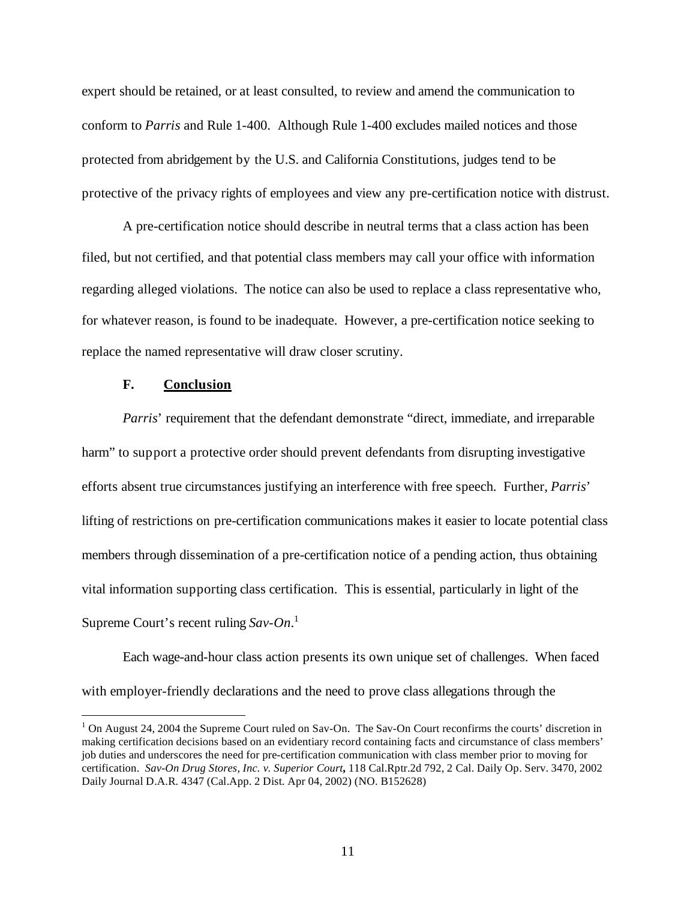expert should be retained, or at least consulted, to review and amend the communication to conform to *Parris* and Rule 1-400. Although Rule 1-400 excludes mailed notices and those protected from abridgement by the U.S. and California Constitutions, judges tend to be protective of the privacy rights of employees and view any pre-certification notice with distrust.

A pre-certification notice should describe in neutral terms that a class action has been filed, but not certified, and that potential class members may call your office with information regarding alleged violations. The notice can also be used to replace a class representative who, for whatever reason, is found to be inadequate. However, a pre-certification notice seeking to replace the named representative will draw closer scrutiny.

### F. Conclusion

*Parris*' requirement that the defendant demonstrate "direct, immediate, and irreparable harm" to support a protective order should prevent defendants from disrupting investigative efforts absent true circumstances justifying an interference with free speech. Further, *Parris*' lifting of restrictions on pre-certification communications makes it easier to locate potential class members through dissemination of a pre-certification notice of a pending action, thus obtaining vital information supporting class certification. This is essential, particularly in light of the Supreme Court's recent ruling *Sav-On*.[1]

Each wage-and-hour class action presents its own unique set of challenges. When faced with employer-friendly declarations and the need to prove class allegations through the

[1] On August 24, 2004 the Supreme Court ruled on Sav-On. The Sav-On Court reconfirms the courts' discretion in making certification decisions based on an evidentiary record containing facts and circumstance of class members' job duties and underscores the need for pre-certification communication with class member prior to moving for certification. *Sav-On Drug Stores, Inc. v. Superior Court*, 118 Cal.Rptr.2d 792, 2 Cal. Daily Op. Serv. 3470, 2002 Daily Journal D.A.R. 4347 (Cal.App. 2 Dist. Apr 04, 2002) (NO. B152628)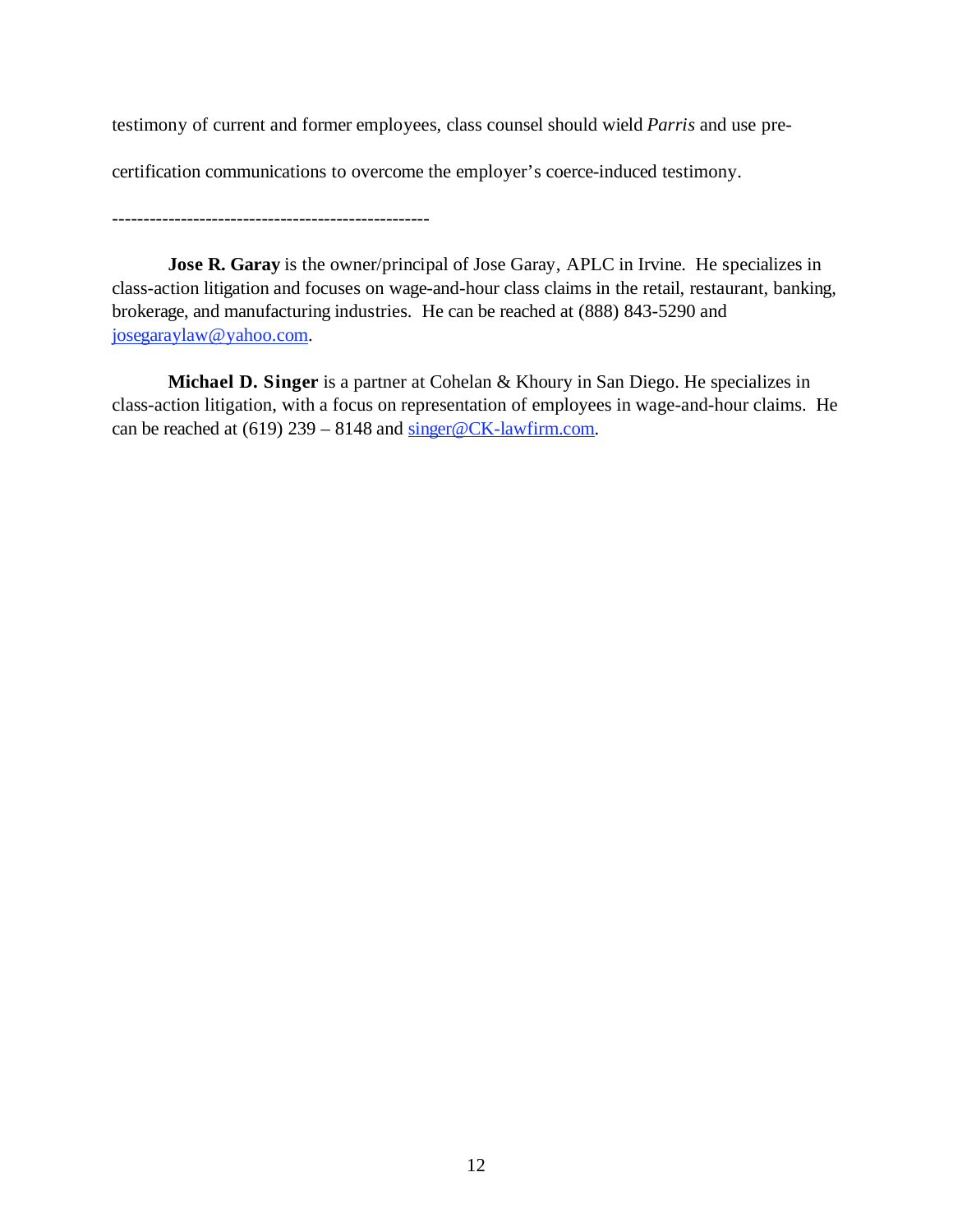testimony of current and former employees, class counsel should wield *Parris* and use pre-certification communications to overcome the employer's coerce-induced testimony.

---------------------------------------------------

**Jose R. Garay** is the owner/principal of Jose Garay, APLC in Irvine. He specializes in class-action litigation and focuses on wage-and-hour class claims in the retail, restaurant, banking, brokerage, and manufacturing industries. He can be reached at (888) 843-5290 and josegaraylaw@yahoo.com.

**Michael D. Singer** is a partner at Cohelan & Khoury in San Diego. He specializes in class-action litigation, with a focus on representation of employees in wage-and-hour claims. He can be reached at (619) 239 – 8148 and singer@CK-lawfirm.com.